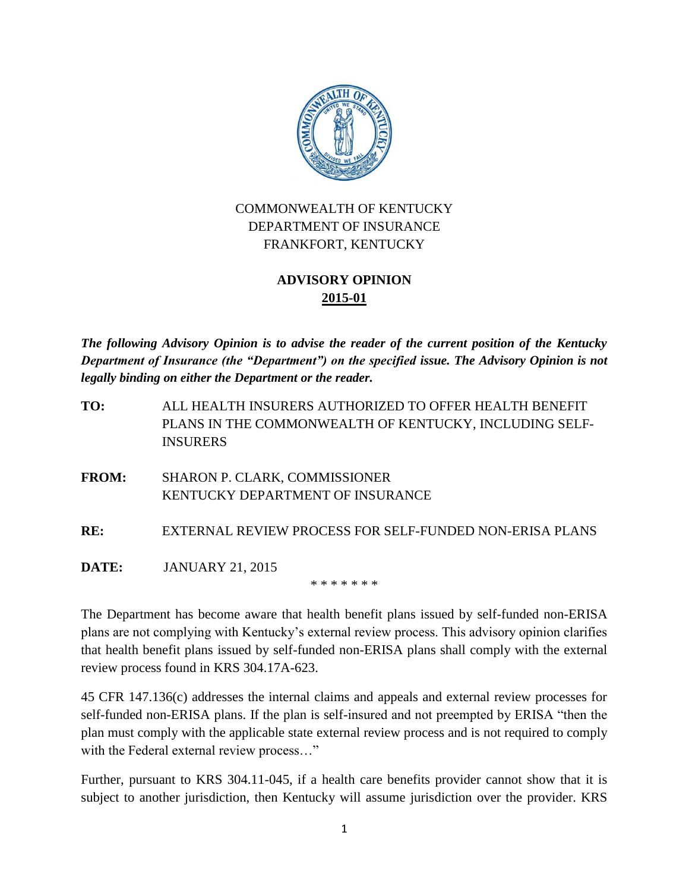COMMONWEALTH OF KENTUCKY
DEPARTMENT OF INSURANCE
FRANKFORT, KENTUCKY

**ADVISORY OPINION**
**2015-01**

***The following Advisory Opinion is to advise the reader of the current position of the Kentucky Department of Insurance (the "Department") on the specified issue. The Advisory Opinion is not legally binding on either the Department or the reader.***

**TO:** ALL HEALTH INSURERS AUTHORIZED TO OFFER HEALTH BENEFIT PLANS IN THE COMMONWEALTH OF KENTUCKY, INCLUDING SELF-INSURERS

**FROM:** SHARON P. CLARK, COMMISSIONER
KENTUCKY DEPARTMENT OF INSURANCE

**RE:** EXTERNAL REVIEW PROCESS FOR SELF-FUNDED NON-ERISA PLANS

**DATE:** JANUARY 21, 2015

\* \* \* \* \* \* \*

The Department has become aware that health benefit plans issued by self-funded non-ERISA plans are not complying with Kentucky's external review process. This advisory opinion clarifies that health benefit plans issued by self-funded non-ERISA plans shall comply with the external review process found in KRS 304.17A-623.

45 CFR 147.136(c) addresses the internal claims and appeals and external review processes for self-funded non-ERISA plans. If the plan is self-insured and not preempted by ERISA "then the plan must comply with the applicable state external review process and is not required to comply with the Federal external review process…"

Further, pursuant to KRS 304.11-045, if a health care benefits provider cannot show that it is subject to another jurisdiction, then Kentucky will assume jurisdiction over the provider. KRS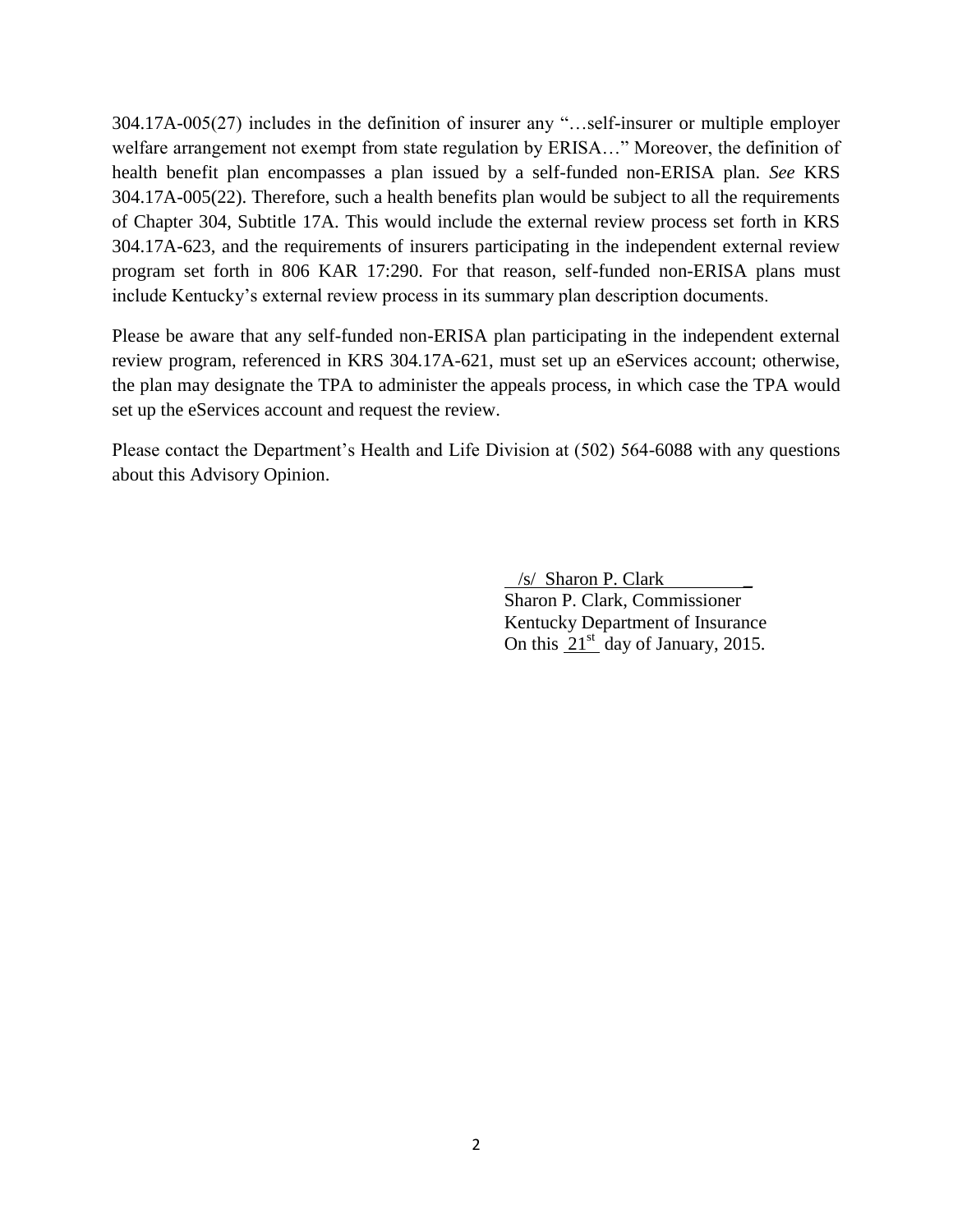304.17A-005(27) includes in the definition of insurer any "…self-insurer or multiple employer welfare arrangement not exempt from state regulation by ERISA…" Moreover, the definition of health benefit plan encompasses a plan issued by a self-funded non-ERISA plan. *See* KRS 304.17A-005(22). Therefore, such a health benefits plan would be subject to all the requirements of Chapter 304, Subtitle 17A. This would include the external review process set forth in KRS 304.17A-623, and the requirements of insurers participating in the independent external review program set forth in 806 KAR 17:290. For that reason, self-funded non-ERISA plans must include Kentucky's external review process in its summary plan description documents.

Please be aware that any self-funded non-ERISA plan participating in the independent external review program, referenced in KRS 304.17A-621, must set up an eServices account; otherwise, the plan may designate the TPA to administer the appeals process, in which case the TPA would set up the eServices account and request the review.

Please contact the Department's Health and Life Division at (502) 564-6088 with any questions about this Advisory Opinion.

/s/ Sharon P. Clark  
Sharon P. Clark, Commissioner  
Kentucky Department of Insurance  
On this 21st day of January, 2015.